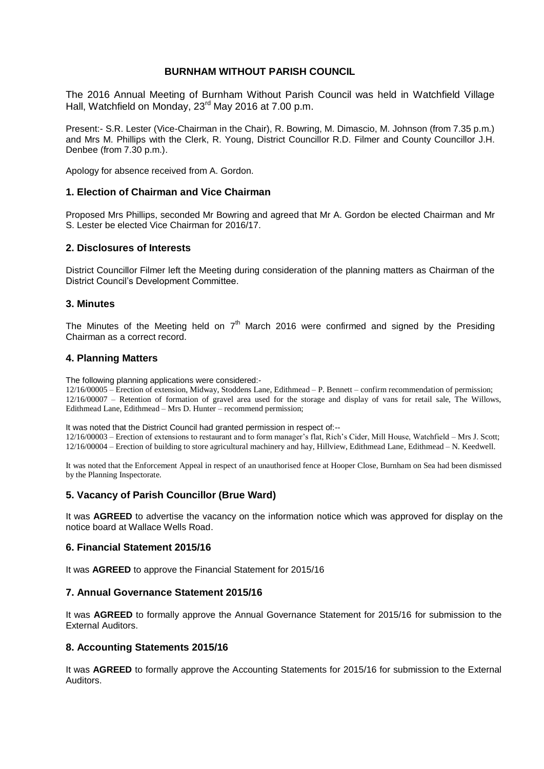# BURNHAM WITHOUT PARISH COUNCIL

The 2016 Annual Meeting of Burnham Without Parish Council was held in Watchfield Village Hall, Watchfield on Monday, 23rd May 2016 at 7.00 p.m.

Present:- S.R. Lester (Vice-Chairman in the Chair), R. Bowring, M. Dimascio, M. Johnson (from 7.35 p.m.) and Mrs M. Phillips with the Clerk, R. Young, District Councillor R.D. Filmer and County Councillor J.H. Denbee (from 7.30 p.m.).

Apology for absence received from A. Gordon.

## 1. Election of Chairman and Vice Chairman

Proposed Mrs Phillips, seconded Mr Bowring and agreed that Mr A. Gordon be elected Chairman and Mr S. Lester be elected Vice Chairman for 2016/17.

## 2. Disclosures of Interests

District Councillor Filmer left the Meeting during consideration of the planning matters as Chairman of the District Council's Development Committee.

## 3. Minutes

The Minutes of the Meeting held on 7th March 2016 were confirmed and signed by the Presiding Chairman as a correct record.

## 4. Planning Matters

The following planning applications were considered:-

12/16/00005 – Erection of extension, Midway, Stoddens Lane, Edithmead – P. Bennett – confirm recommendation of permission;
12/16/00007 – Retention of formation of gravel area used for the storage and display of vans for retail sale, The Willows, Edithmead Lane, Edithmead – Mrs D. Hunter – recommend permission;

It was noted that the District Council had granted permission in respect of:--

12/16/00003 – Erection of extensions to restaurant and to form manager's flat, Rich's Cider, Mill House, Watchfield – Mrs J. Scott;
12/16/00004 – Erection of building to store agricultural machinery and hay, Hillview, Edithmead Lane, Edithmead – N. Keedwell.

It was noted that the Enforcement Appeal in respect of an unauthorised fence at Hooper Close, Burnham on Sea had been dismissed by the Planning Inspectorate.

## 5. Vacancy of Parish Councillor (Brue Ward)

It was **AGREED** to advertise the vacancy on the information notice which was approved for display on the notice board at Wallace Wells Road.

## 6. Financial Statement 2015/16

It was **AGREED** to approve the Financial Statement for 2015/16

## 7. Annual Governance Statement 2015/16

It was **AGREED** to formally approve the Annual Governance Statement for 2015/16 for submission to the External Auditors.

## 8. Accounting Statements 2015/16

It was **AGREED** to formally approve the Accounting Statements for 2015/16 for submission to the External Auditors.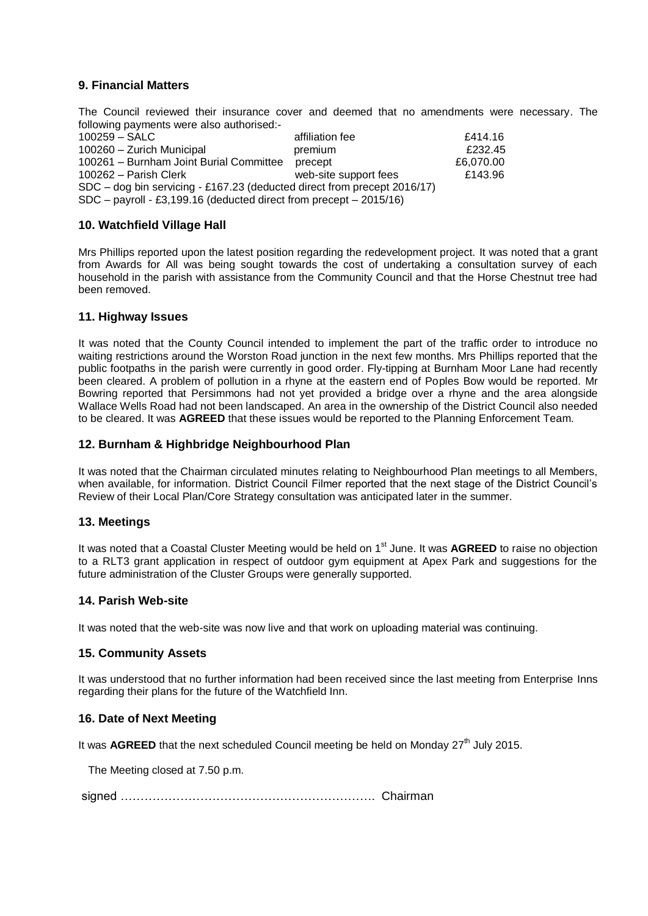## 9. Financial Matters

The Council reviewed their insurance cover and deemed that no amendments were necessary. The following payments were also authorised:-

| | | |
|---|---|---|
| 100259 – SALC | affiliation fee | £414.16 |
| 100260 – Zurich Municipal | premium | £232.45 |
| 100261 – Burnham Joint Burial Committee | precept | £6,070.00 |
| 100262 – Parish Clerk | web-site support fees | £143.96 |

SDC – dog bin servicing - £167.23 (deducted direct from precept 2016/17)
SDC – payroll - £3,199.16 (deducted direct from precept – 2015/16)

## 10. Watchfield Village Hall

Mrs Phillips reported upon the latest position regarding the redevelopment project. It was noted that a grant from Awards for All was being sought towards the cost of undertaking a consultation survey of each household in the parish with assistance from the Community Council and that the Horse Chestnut tree had been removed.

## 11. Highway Issues

It was noted that the County Council intended to implement the part of the traffic order to introduce no waiting restrictions around the Worston Road junction in the next few months. Mrs Phillips reported that the public footpaths in the parish were currently in good order. Fly-tipping at Burnham Moor Lane had recently been cleared. A problem of pollution in a rhyne at the eastern end of Poples Bow would be reported. Mr Bowring reported that Persimmons had not yet provided a bridge over a rhyne and the area alongside Wallace Wells Road had not been landscaped. An area in the ownership of the District Council also needed to be cleared. It was **AGREED** that these issues would be reported to the Planning Enforcement Team.

## 12. Burnham & Highbridge Neighbourhood Plan

It was noted that the Chairman circulated minutes relating to Neighbourhood Plan meetings to all Members, when available, for information. District Council Filmer reported that the next stage of the District Council's Review of their Local Plan/Core Strategy consultation was anticipated later in the summer.

## 13. Meetings

It was noted that a Coastal Cluster Meeting would be held on 1st June. It was **AGREED** to raise no objection to a RLT3 grant application in respect of outdoor gym equipment at Apex Park and suggestions for the future administration of the Cluster Groups were generally supported.

## 14. Parish Web-site

It was noted that the web-site was now live and that work on uploading material was continuing.

## 15. Community Assets

It was understood that no further information had been received since the last meeting from Enterprise Inns regarding their plans for the future of the Watchfield Inn.

## 16. Date of Next Meeting

It was **AGREED** that the next scheduled Council meeting be held on Monday 27th July 2015.

The Meeting closed at 7.50 p.m.

signed ………………………………………………………. Chairman